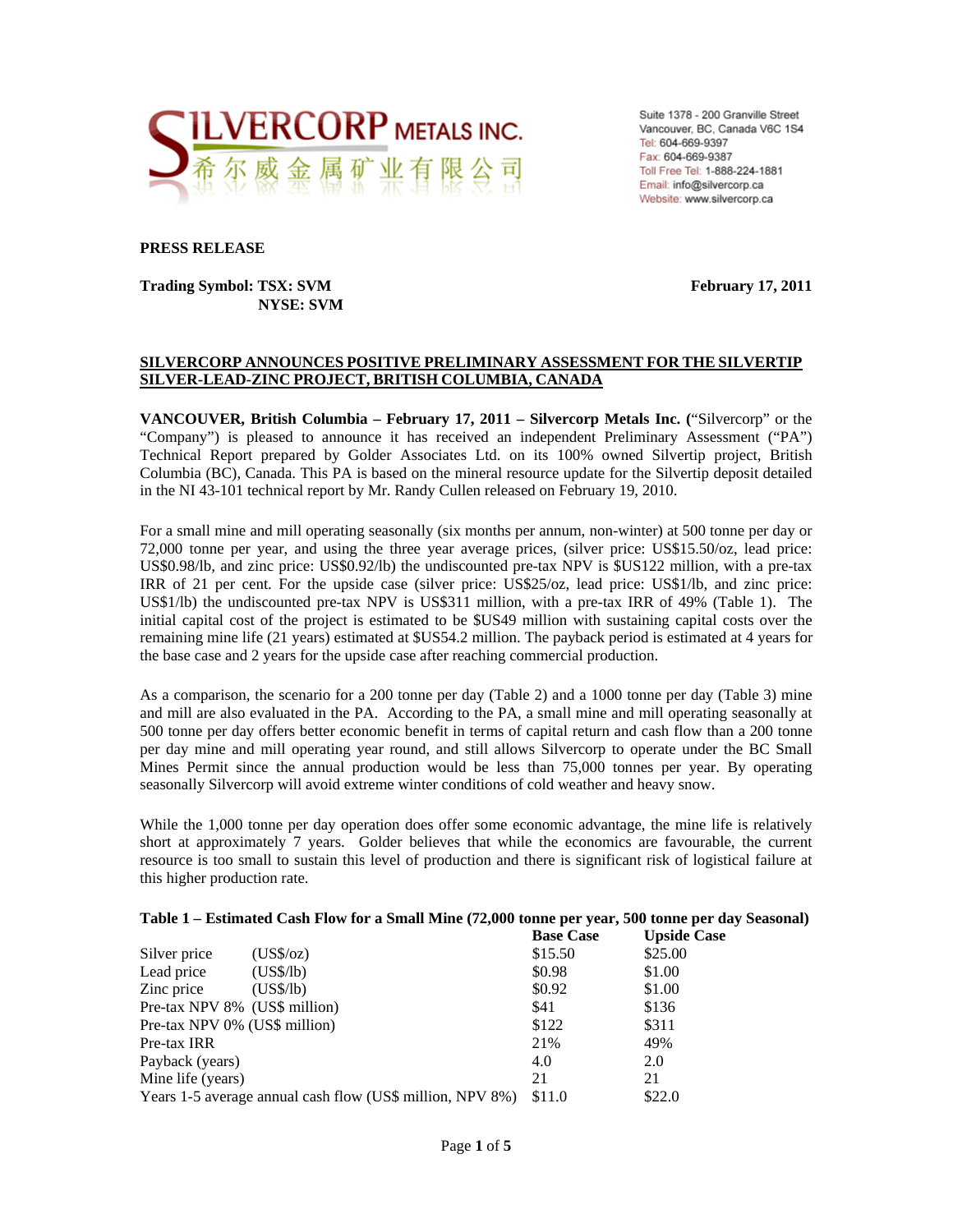SILVERCORP METALS INC.
希尔威金属矿业有限公司

Suite 1378 - 200 Granville Street
Vancouver, BC, Canada V6C 1S4
Tel: 604-669-9397
Fax: 604-669-9387
Toll Free Tel: 1-888-224-1881
Email: info@silvercorp.ca
Website: www.silvercorp.ca

**PRESS RELEASE**

**Trading Symbol: TSX: SVM**
**NYSE: SVM**

**February 17, 2011**

## SILVERCORP ANNOUNCES POSITIVE PRELIMINARY ASSESSMENT FOR THE SILVERTIP SILVER-LEAD-ZINC PROJECT, BRITISH COLUMBIA, CANADA

**VANCOUVER, British Columbia – February 17, 2011 – Silvercorp Metals Inc. (**"Silvercorp" or the "Company") is pleased to announce it has received an independent Preliminary Assessment ("PA") Technical Report prepared by Golder Associates Ltd. on its 100% owned Silvertip project, British Columbia (BC), Canada. This PA is based on the mineral resource update for the Silvertip deposit detailed in the NI 43-101 technical report by Mr. Randy Cullen released on February 19, 2010.

For a small mine and mill operating seasonally (six months per annum, non-winter) at 500 tonne per day or 72,000 tonne per year, and using the three year average prices, (silver price: US$15.50/oz, lead price: US$0.98/lb, and zinc price: US$0.92/lb) the undiscounted pre-tax NPV is $US122 million, with a pre-tax IRR of 21 per cent. For the upside case (silver price: US$25/oz, lead price: US$1/lb, and zinc price: US$1/lb) the undiscounted pre-tax NPV is US$311 million, with a pre-tax IRR of 49% (Table 1). The initial capital cost of the project is estimated to be $US49 million with sustaining capital costs over the remaining mine life (21 years) estimated at $US54.2 million. The payback period is estimated at 4 years for the base case and 2 years for the upside case after reaching commercial production.

As a comparison, the scenario for a 200 tonne per day (Table 2) and a 1000 tonne per day (Table 3) mine and mill are also evaluated in the PA. According to the PA, a small mine and mill operating seasonally at 500 tonne per day offers better economic benefit in terms of capital return and cash flow than a 200 tonne per day mine and mill operating year round, and still allows Silvercorp to operate under the BC Small Mines Permit since the annual production would be less than 75,000 tonnes per year. By operating seasonally Silvercorp will avoid extreme winter conditions of cold weather and heavy snow.

While the 1,000 tonne per day operation does offer some economic advantage, the mine life is relatively short at approximately 7 years. Golder believes that while the economics are favourable, the current resource is too small to sustain this level of production and there is significant risk of logistical failure at this higher production rate.

**Table 1 – Estimated Cash Flow for a Small Mine (72,000 tonne per year, 500 tonne per day Seasonal)**

| | | **Base Case** | **Upside Case** |
|---|---|---|---|
| Silver price | (US$/oz) | $15.50 | $25.00 |
| Lead price | (US$/lb) | $0.98 | $1.00 |
| Zinc price | (US$/lb) | $0.92 | $1.00 |
| Pre-tax NPV 8% | (US$ million) | $41 | $136 |
| Pre-tax NPV 0% | (US$ million) | $122 | $311 |
| Pre-tax IRR | | 21% | 49% |
| Payback (years) | | 4.0 | 2.0 |
| Mine life (years) | | 21 | 21 |
| Years 1-5 average annual cash flow (US$ million, NPV 8%) | | $11.0 | $22.0 |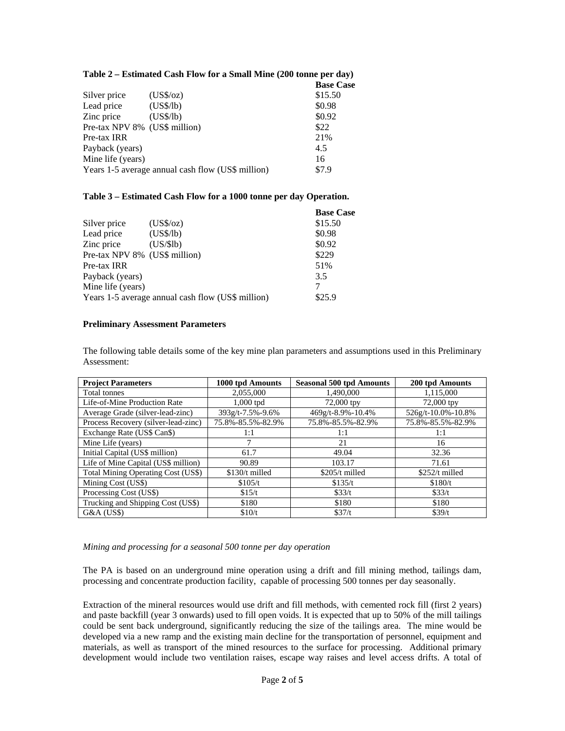**Table 2 – Estimated Cash Flow for a Small Mine (200 tonne per day)**

| | | Base Case |
|---|---|---|
| Silver price | (US$/oz) | $15.50 |
| Lead price | (US$/lb) | $0.98 |
| Zinc price | (US$/lb) | $0.92 |
| Pre-tax NPV 8% | (US$ million) | $22 |
| Pre-tax IRR | | 21% |
| Payback (years) | | 4.5 |
| Mine life (years) | | 16 |
| Years 1-5 average annual cash flow (US$ million) | | $7.9 |

**Table 3 – Estimated Cash Flow for a 1000 tonne per day Operation.**

| | | Base Case |
|---|---|---|
| Silver price | (US$/oz) | $15.50 |
| Lead price | (US$/lb) | $0.98 |
| Zinc price | (US/$lb) | $0.92 |
| Pre-tax NPV 8% | (US$ million) | $229 |
| Pre-tax IRR | | 51% |
| Payback (years) | | 3.5 |
| Mine life (years) | | 7 |
| Years 1-5 average annual cash flow (US$ million) | | $25.9 |

**Preliminary Assessment Parameters**

The following table details some of the key mine plan parameters and assumptions used in this Preliminary Assessment:

| Project Parameters | 1000 tpd Amounts | Seasonal 500 tpd Amounts | 200 tpd Amounts |
|---|---|---|---|
| Total tonnes | 2,055,000 | 1,490,000 | 1,115,000 |
| Life-of-Mine Production Rate | 1,000 tpd | 72,000 tpy | 72,000 tpy |
| Average Grade (silver-lead-zinc) | 393g/t-7.5%-9.6% | 469g/t-8.9%-10.4% | 526g/t-10.0%-10.8% |
| Process Recovery (silver-lead-zinc) | 75.8%-85.5%-82.9% | 75.8%-85.5%-82.9% | 75.8%-85.5%-82.9% |
| Exchange Rate (US$ Can$) | 1:1 | 1:1 | 1:1 |
| Mine Life (years) | 7 | 21 | 16 |
| Initial Capital (US$ million) | 61.7 | 49.04 | 32.36 |
| Life of Mine Capital (US$ million) | 90.89 | 103.17 | 71.61 |
| Total Mining Operating Cost (US$) | $130/t milled | $205/t milled | $252/t milled |
| Mining Cost (US$) | $105/t | $135/t | $180/t |
| Processing Cost (US$) | $15/t | $33/t | $33/t |
| Trucking and Shipping Cost (US$) | $180 | $180 | $180 |
| G&A (US$) | $10/t | $37/t | $39/t |

*Mining and processing for a seasonal 500 tonne per day operation*

The PA is based on an underground mine operation using a drift and fill mining method, tailings dam, processing and concentrate production facility, capable of processing 500 tonnes per day seasonally.

Extraction of the mineral resources would use drift and fill methods, with cemented rock fill (first 2 years) and paste backfill (year 3 onwards) used to fill open voids. It is expected that up to 50% of the mill tailings could be sent back underground, significantly reducing the size of the tailings area. The mine would be developed via a new ramp and the existing main decline for the transportation of personnel, equipment and materials, as well as transport of the mined resources to the surface for processing. Additional primary development would include two ventilation raises, escape way raises and level access drifts. A total of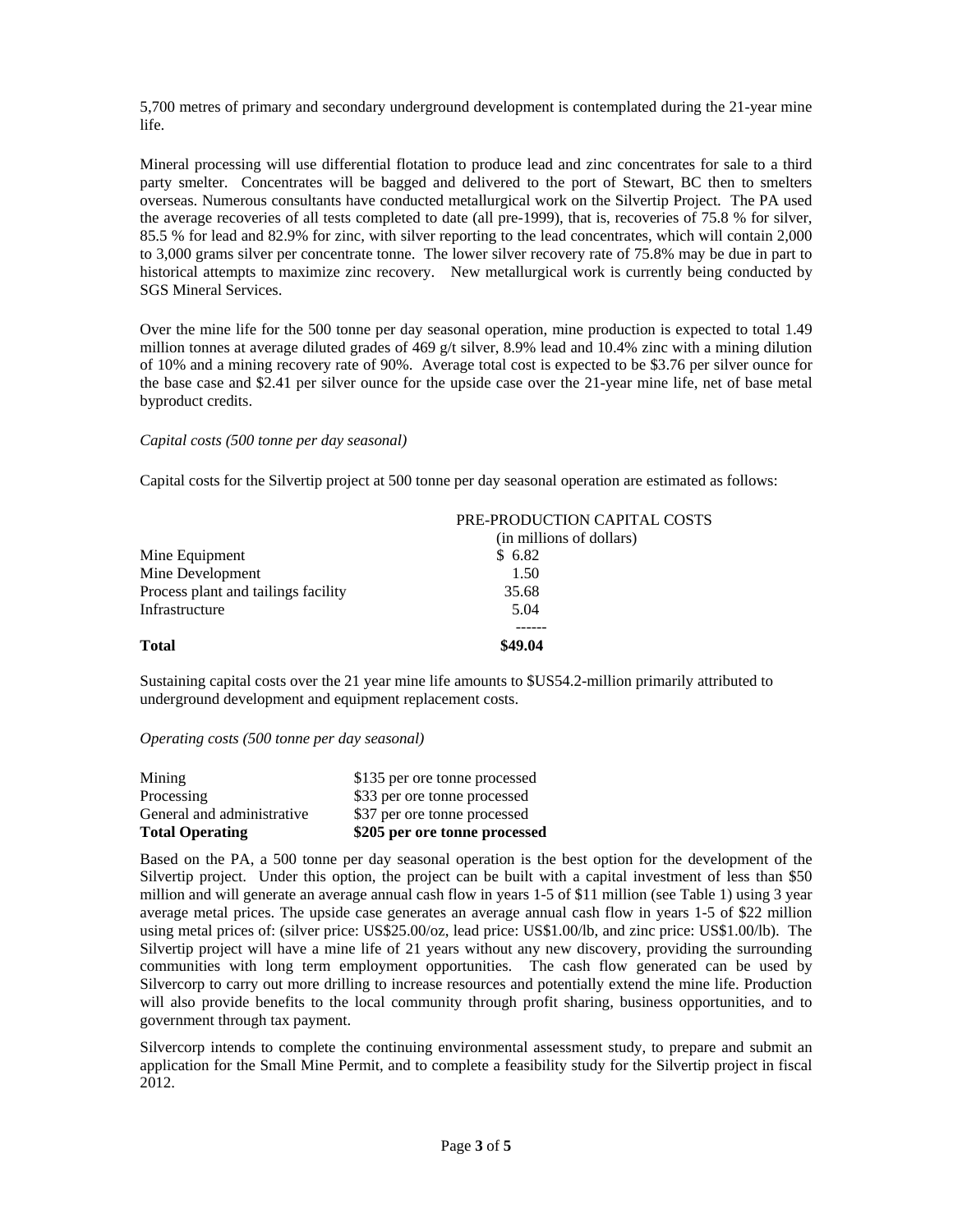5,700 metres of primary and secondary underground development is contemplated during the 21-year mine life.

Mineral processing will use differential flotation to produce lead and zinc concentrates for sale to a third party smelter. Concentrates will be bagged and delivered to the port of Stewart, BC then to smelters overseas. Numerous consultants have conducted metallurgical work on the Silvertip Project. The PA used the average recoveries of all tests completed to date (all pre-1999), that is, recoveries of 75.8 % for silver, 85.5 % for lead and 82.9% for zinc, with silver reporting to the lead concentrates, which will contain 2,000 to 3,000 grams silver per concentrate tonne. The lower silver recovery rate of 75.8% may be due in part to historical attempts to maximize zinc recovery. New metallurgical work is currently being conducted by SGS Mineral Services.

Over the mine life for the 500 tonne per day seasonal operation, mine production is expected to total 1.49 million tonnes at average diluted grades of 469 g/t silver, 8.9% lead and 10.4% zinc with a mining dilution of 10% and a mining recovery rate of 90%. Average total cost is expected to be $3.76 per silver ounce for the base case and $2.41 per silver ounce for the upside case over the 21-year mine life, net of base metal byproduct credits.

*Capital costs (500 tonne per day seasonal)*

Capital costs for the Silvertip project at 500 tonne per day seasonal operation are estimated as follows:

| | PRE-PRODUCTION CAPITAL COSTS (in millions of dollars) |
|---|---|
| Mine Equipment | $ 6.82 |
| Mine Development | 1.50 |
| Process plant and tailings facility | 35.68 |
| Infrastructure | 5.04 |
| **Total** | **$49.04** |

Sustaining capital costs over the 21 year mine life amounts to $US54.2-million primarily attributed to underground development and equipment replacement costs.

*Operating costs (500 tonne per day seasonal)*

| | |
|---|---|
| Mining | $135 per ore tonne processed |
| Processing | $33 per ore tonne processed |
| General and administrative | $37 per ore tonne processed |
| **Total Operating** | **$205 per ore tonne processed** |

Based on the PA, a 500 tonne per day seasonal operation is the best option for the development of the Silvertip project. Under this option, the project can be built with a capital investment of less than $50 million and will generate an average annual cash flow in years 1-5 of $11 million (see Table 1) using 3 year average metal prices. The upside case generates an average annual cash flow in years 1-5 of $22 million using metal prices of: (silver price: US$25.00/oz, lead price: US$1.00/lb, and zinc price: US$1.00/lb). The Silvertip project will have a mine life of 21 years without any new discovery, providing the surrounding communities with long term employment opportunities. The cash flow generated can be used by Silvercorp to carry out more drilling to increase resources and potentially extend the mine life. Production will also provide benefits to the local community through profit sharing, business opportunities, and to government through tax payment.

Silvercorp intends to complete the continuing environmental assessment study, to prepare and submit an application for the Small Mine Permit, and to complete a feasibility study for the Silvertip project in fiscal 2012.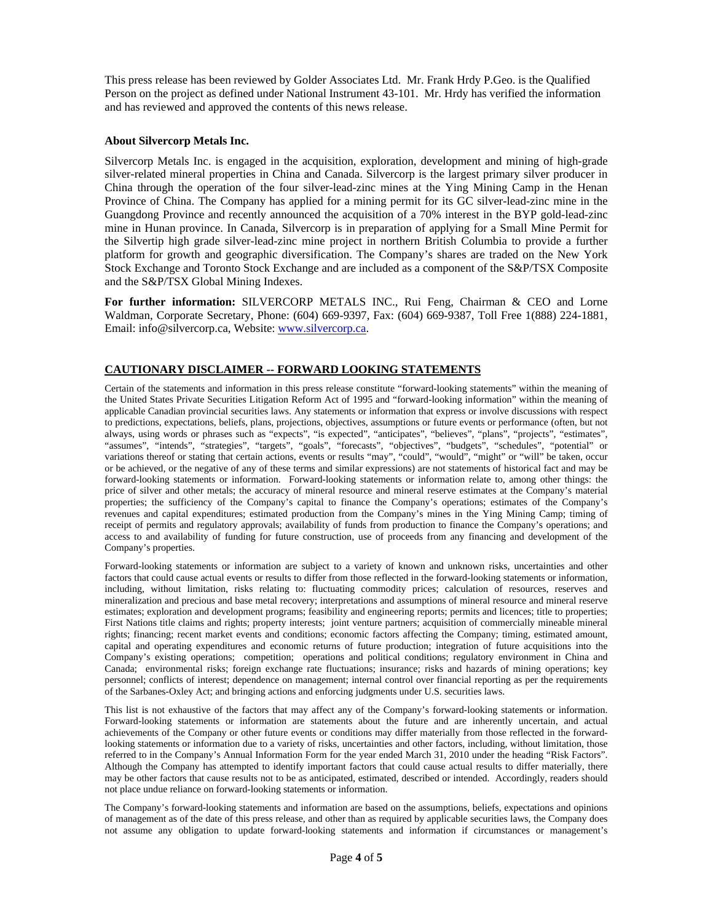This press release has been reviewed by Golder Associates Ltd. Mr. Frank Hrdy P.Geo. is the Qualified Person on the project as defined under National Instrument 43-101. Mr. Hrdy has verified the information and has reviewed and approved the contents of this news release.

**About Silvercorp Metals Inc.**

Silvercorp Metals Inc. is engaged in the acquisition, exploration, development and mining of high-grade silver-related mineral properties in China and Canada. Silvercorp is the largest primary silver producer in China through the operation of the four silver-lead-zinc mines at the Ying Mining Camp in the Henan Province of China. The Company has applied for a mining permit for its GC silver-lead-zinc mine in the Guangdong Province and recently announced the acquisition of a 70% interest in the BYP gold-lead-zinc mine in Hunan province. In Canada, Silvercorp is in preparation of applying for a Small Mine Permit for the Silvertip high grade silver-lead-zinc mine project in northern British Columbia to provide a further platform for growth and geographic diversification. The Company's shares are traded on the New York Stock Exchange and Toronto Stock Exchange and are included as a component of the S&P/TSX Composite and the S&P/TSX Global Mining Indexes.

**For further information:** SILVERCORP METALS INC., Rui Feng, Chairman & CEO and Lorne Waldman, Corporate Secretary, Phone: (604) 669-9397, Fax: (604) 669-9387, Toll Free 1(888) 224-1881, Email: info@silvercorp.ca, Website: www.silvercorp.ca.

## CAUTIONARY DISCLAIMER -- FORWARD LOOKING STATEMENTS

Certain of the statements and information in this press release constitute "forward-looking statements" within the meaning of the United States Private Securities Litigation Reform Act of 1995 and "forward-looking information" within the meaning of applicable Canadian provincial securities laws. Any statements or information that express or involve discussions with respect to predictions, expectations, beliefs, plans, projections, objectives, assumptions or future events or performance (often, but not always, using words or phrases such as "expects", "is expected", "anticipates", "believes", "plans", "projects", "estimates", "assumes", "intends", "strategies", "targets", "goals", "forecasts", "objectives", "budgets", "schedules", "potential" or variations thereof or stating that certain actions, events or results "may", "could", "would", "might" or "will" be taken, occur or be achieved, or the negative of any of these terms and similar expressions) are not statements of historical fact and may be forward-looking statements or information. Forward-looking statements or information relate to, among other things: the price of silver and other metals; the accuracy of mineral resource and mineral reserve estimates at the Company's material properties; the sufficiency of the Company's capital to finance the Company's operations; estimates of the Company's revenues and capital expenditures; estimated production from the Company's mines in the Ying Mining Camp; timing of receipt of permits and regulatory approvals; availability of funds from production to finance the Company's operations; and access to and availability of funding for future construction, use of proceeds from any financing and development of the Company's properties.

Forward-looking statements or information are subject to a variety of known and unknown risks, uncertainties and other factors that could cause actual events or results to differ from those reflected in the forward-looking statements or information, including, without limitation, risks relating to: fluctuating commodity prices; calculation of resources, reserves and mineralization and precious and base metal recovery; interpretations and assumptions of mineral resource and mineral reserve estimates; exploration and development programs; feasibility and engineering reports; permits and licences; title to properties; First Nations title claims and rights; property interests; joint venture partners; acquisition of commercially mineable mineral rights; financing; recent market events and conditions; economic factors affecting the Company; timing, estimated amount, capital and operating expenditures and economic returns of future production; integration of future acquisitions into the Company's existing operations; competition; operations and political conditions; regulatory environment in China and Canada; environmental risks; foreign exchange rate fluctuations; insurance; risks and hazards of mining operations; key personnel; conflicts of interest; dependence on management; internal control over financial reporting as per the requirements of the Sarbanes-Oxley Act; and bringing actions and enforcing judgments under U.S. securities laws.

This list is not exhaustive of the factors that may affect any of the Company's forward-looking statements or information. Forward-looking statements or information are statements about the future and are inherently uncertain, and actual achievements of the Company or other future events or conditions may differ materially from those reflected in the forward-looking statements or information due to a variety of risks, uncertainties and other factors, including, without limitation, those referred to in the Company's Annual Information Form for the year ended March 31, 2010 under the heading "Risk Factors". Although the Company has attempted to identify important factors that could cause actual results to differ materially, there may be other factors that cause results not to be as anticipated, estimated, described or intended. Accordingly, readers should not place undue reliance on forward-looking statements or information.

The Company's forward-looking statements and information are based on the assumptions, beliefs, expectations and opinions of management as of the date of this press release, and other than as required by applicable securities laws, the Company does not assume any obligation to update forward-looking statements and information if circumstances or management's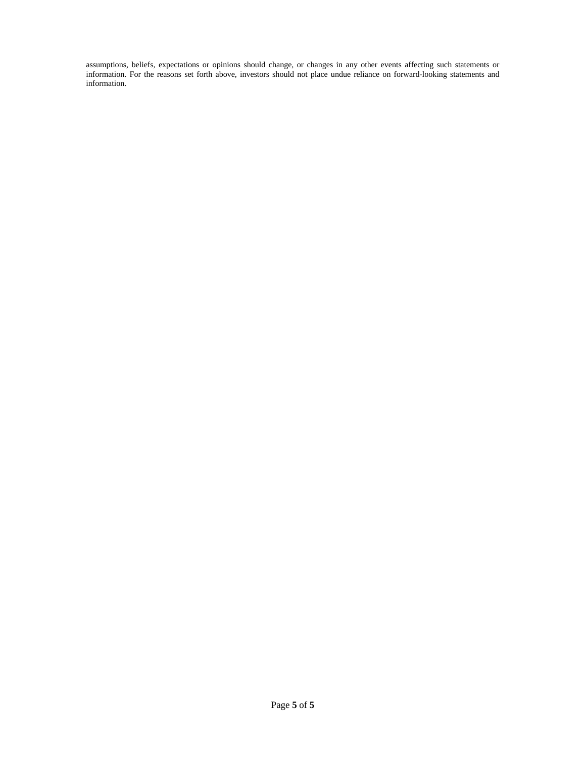assumptions, beliefs, expectations or opinions should change, or changes in any other events affecting such statements or information. For the reasons set forth above, investors should not place undue reliance on forward-looking statements and information.